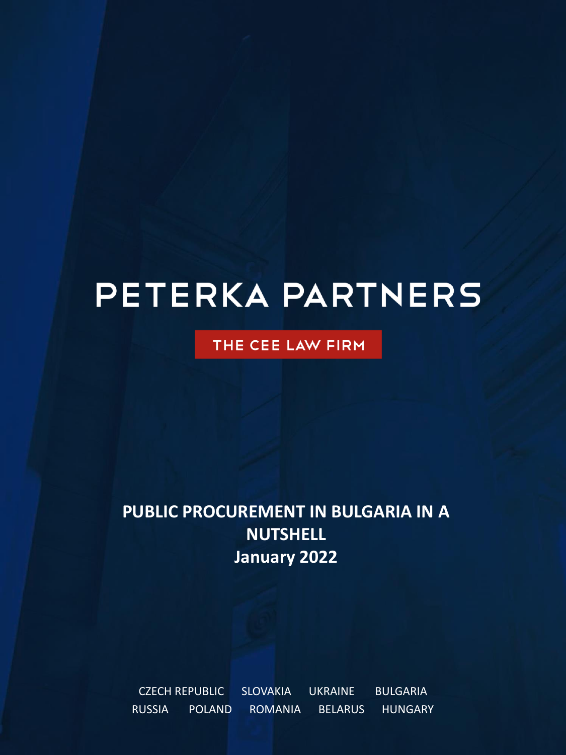# PETERKA PARTNERS

THE CEE LAW FIRM

## PUBLIC PROCUREMENT IN BULGARIA IN A NUTSHELL

**January 2022**

CZECH REPUBLIC SLOVAKIA UKRAINE BULGARIA
RUSSIA POLAND ROMANIA BELARUS HUNGARY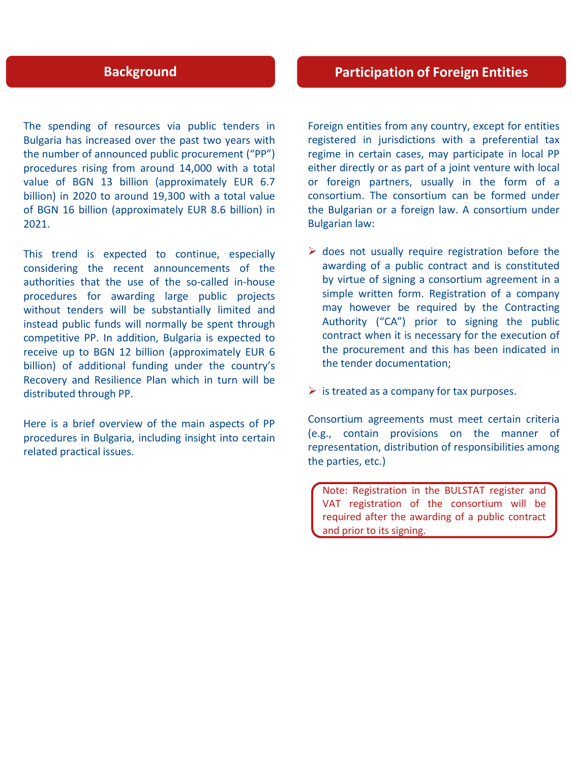## Background

The spending of resources via public tenders in Bulgaria has increased over the past two years with the number of announced public procurement ("PP") procedures rising from around 14,000 with a total value of BGN 13 billion (approximately EUR 6.7 billion) in 2020 to around 19,300 with a total value of BGN 16 billion (approximately EUR 8.6 billion) in 2021.

This trend is expected to continue, especially considering the recent announcements of the authorities that the use of the so-called in-house procedures for awarding large public projects without tenders will be substantially limited and instead public funds will normally be spent through competitive PP. In addition, Bulgaria is expected to receive up to BGN 12 billion (approximately EUR 6 billion) of additional funding under the country's Recovery and Resilience Plan which in turn will be distributed through PP.

Here is a brief overview of the main aspects of PP procedures in Bulgaria, including insight into certain related practical issues.

## Participation of Foreign Entities

Foreign entities from any country, except for entities registered in jurisdictions with a preferential tax regime in certain cases, may participate in local PP either directly or as part of a joint venture with local or foreign partners, usually in the form of a consortium. The consortium can be formed under the Bulgarian or a foreign law. A consortium under Bulgarian law:

- does not usually require registration before the awarding of a public contract and is constituted by virtue of signing a consortium agreement in a simple written form. Registration of a company may however be required by the Contracting Authority ("CA") prior to signing the public contract when it is necessary for the execution of the procurement and this has been indicated in the tender documentation;
- is treated as a company for tax purposes.

Consortium agreements must meet certain criteria (e.g., contain provisions on the manner of representation, distribution of responsibilities among the parties, etc.)

> Note: Registration in the BULSTAT register and VAT registration of the consortium will be required after the awarding of a public contract and prior to its signing.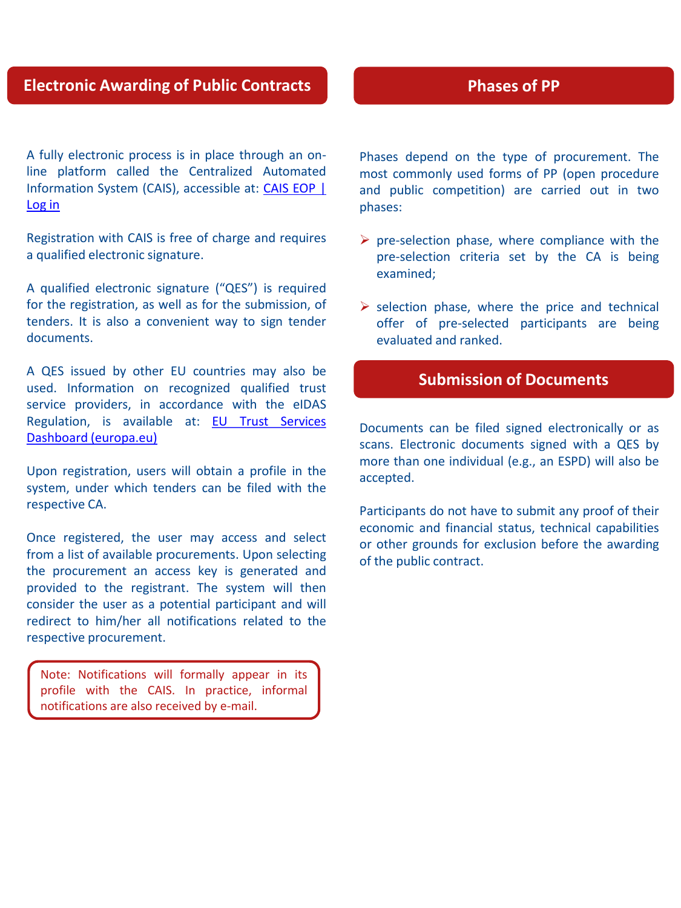## Electronic Awarding of Public Contracts

A fully electronic process is in place through an on-line platform called the Centralized Automated Information System (CAIS), accessible at: [CAIS EOP | Log in]

Registration with CAIS is free of charge and requires a qualified electronic signature.

A qualified electronic signature ("QES") is required for the registration, as well as for the submission, of tenders. It is also a convenient way to sign tender documents.

A QES issued by other EU countries may also be used. Information on recognized qualified trust service providers, in accordance with the eIDAS Regulation, is available at: [EU Trust Services Dashboard (europa.eu)]

Upon registration, users will obtain a profile in the system, under which tenders can be filed with the respective CA.

Once registered, the user may access and select from a list of available procurements. Upon selecting the procurement an access key is generated and provided to the registrant. The system will then consider the user as a potential participant and will redirect to him/her all notifications related to the respective procurement.

> Note: Notifications will formally appear in its profile with the CAIS. In practice, informal notifications are also received by e-mail.

## Phases of PP

Phases depend on the type of procurement. The most commonly used forms of PP (open procedure and public competition) are carried out in two phases:

- pre-selection phase, where compliance with the pre-selection criteria set by the CA is being examined;
- selection phase, where the price and technical offer of pre-selected participants are being evaluated and ranked.

## Submission of Documents

Documents can be filed signed electronically or as scans. Electronic documents signed with a QES by more than one individual (e.g., an ESPD) will also be accepted.

Participants do not have to submit any proof of their economic and financial status, technical capabilities or other grounds for exclusion before the awarding of the public contract.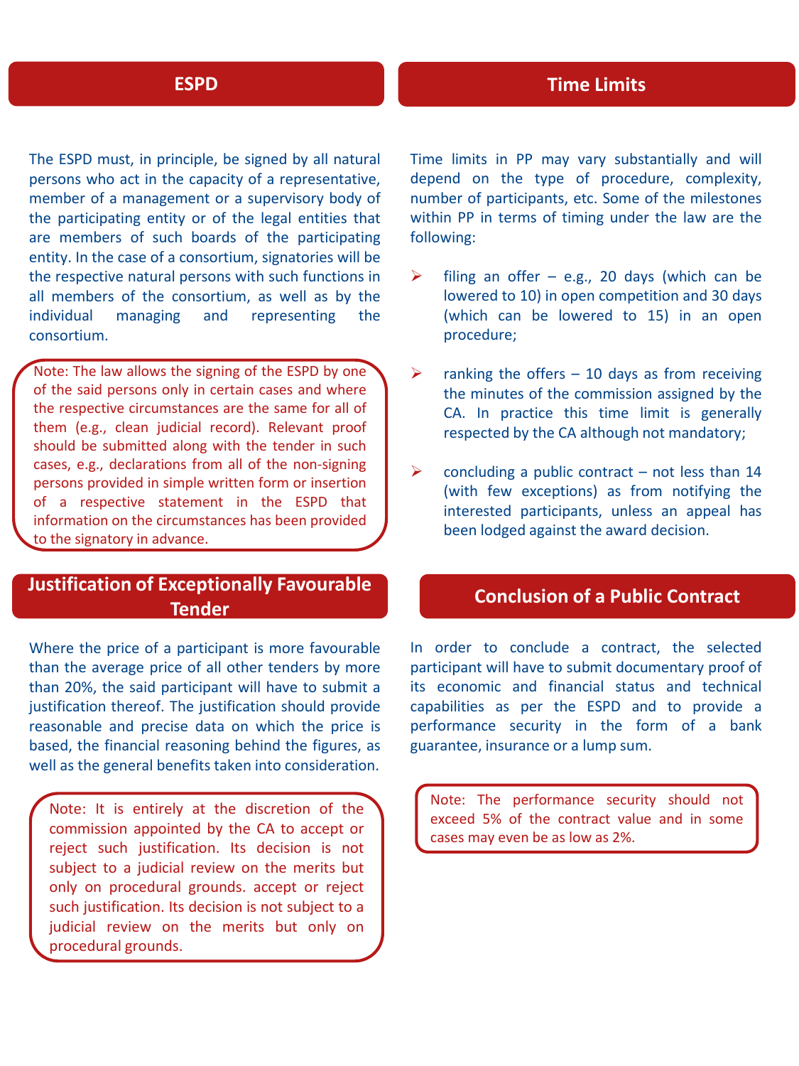## ESPD

The ESPD must, in principle, be signed by all natural persons who act in the capacity of a representative, member of a management or a supervisory body of the participating entity or of the legal entities that are members of such boards of the participating entity. In the case of a consortium, signatories will be the respective natural persons with such functions in all members of the consortium, as well as by the individual managing and representing the consortium.

> Note: The law allows the signing of the ESPD by one of the said persons only in certain cases and where the respective circumstances are the same for all of them (e.g., clean judicial record). Relevant proof should be submitted along with the tender in such cases, e.g., declarations from all of the non-signing persons provided in simple written form or insertion of a respective statement in the ESPD that information on the circumstances has been provided to the signatory in advance.

## Justification of Exceptionally Favourable Tender

Where the price of a participant is more favourable than the average price of all other tenders by more than 20%, the said participant will have to submit a justification thereof. The justification should provide reasonable and precise data on which the price is based, the financial reasoning behind the figures, as well as the general benefits taken into consideration.

> Note: It is entirely at the discretion of the commission appointed by the CA to accept or reject such justification. Its decision is not subject to a judicial review on the merits but only on procedural grounds. accept or reject such justification. Its decision is not subject to a judicial review on the merits but only on procedural grounds.

## Time Limits

Time limits in PP may vary substantially and will depend on the type of procedure, complexity, number of participants, etc. Some of the milestones within PP in terms of timing under the law are the following:

- filing an offer – e.g., 20 days (which can be lowered to 10) in open competition and 30 days (which can be lowered to 15) in an open procedure;
- ranking the offers – 10 days as from receiving the minutes of the commission assigned by the CA. In practice this time limit is generally respected by the CA although not mandatory;
- concluding a public contract – not less than 14 (with few exceptions) as from notifying the interested participants, unless an appeal has been lodged against the award decision.

## Conclusion of a Public Contract

In order to conclude a contract, the selected participant will have to submit documentary proof of its economic and financial status and technical capabilities as per the ESPD and to provide a performance security in the form of a bank guarantee, insurance or a lump sum.

> Note: The performance security should not exceed 5% of the contract value and in some cases may even be as low as 2%.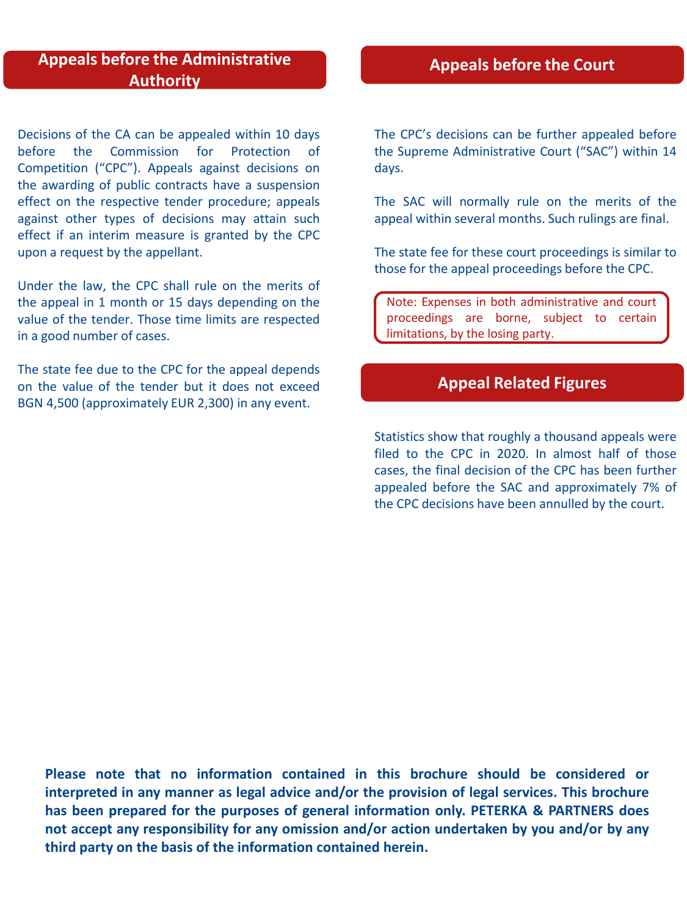## Appeals before the Administrative Authority

Decisions of the CA can be appealed within 10 days before the Commission for Protection of Competition ("CPC"). Appeals against decisions on the awarding of public contracts have a suspension effect on the respective tender procedure; appeals against other types of decisions may attain such effect if an interim measure is granted by the CPC upon a request by the appellant.

Under the law, the CPC shall rule on the merits of the appeal in 1 month or 15 days depending on the value of the tender. Those time limits are respected in a good number of cases.

The state fee due to the CPC for the appeal depends on the value of the tender but it does not exceed BGN 4,500 (approximately EUR 2,300) in any event.

## Appeals before the Court

The CPC's decisions can be further appealed before the Supreme Administrative Court ("SAC") within 14 days.

The SAC will normally rule on the merits of the appeal within several months. Such rulings are final.

The state fee for these court proceedings is similar to those for the appeal proceedings before the CPC.

Note: Expenses in both administrative and court proceedings are borne, subject to certain limitations, by the losing party.

## Appeal Related Figures

Statistics show that roughly a thousand appeals were filed to the CPC in 2020. In almost half of those cases, the final decision of the CPC has been further appealed before the SAC and approximately 7% of the CPC decisions have been annulled by the court.

**Please note that no information contained in this brochure should be considered or interpreted in any manner as legal advice and/or the provision of legal services. This brochure has been prepared for the purposes of general information only. PETERKA & PARTNERS does not accept any responsibility for any omission and/or action undertaken by you and/or by any third party on the basis of the information contained herein.**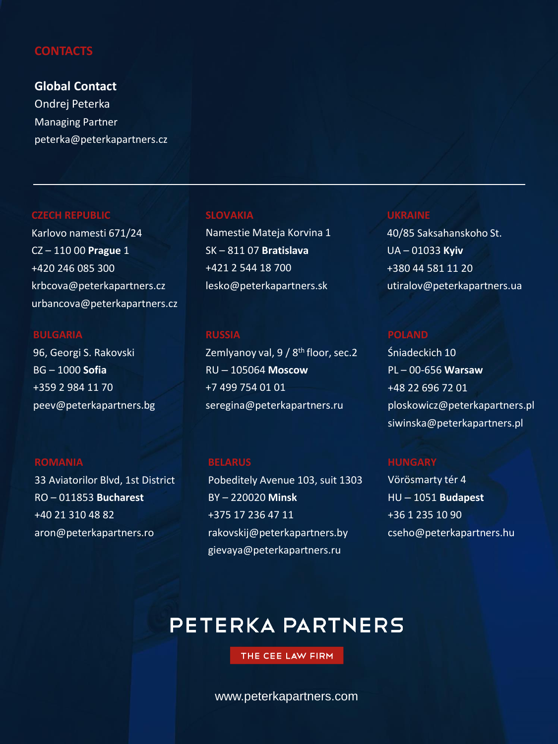## CONTACTS

**Global Contact**
Ondrej Peterka
Managing Partner
peterka@peterkapartners.cz

---

### CZECH REPUBLIC

Karlovo namesti 671/24
CZ – 110 00 **Prague** 1
+420 246 085 300
krbcova@peterkapartners.cz
urbancova@peterkapartners.cz

### SLOVAKIA

Namestie Mateja Korvina 1
SK – 811 07 **Bratislava**
+421 2 544 18 700
lesko@peterkapartners.sk

### UKRAINE

40/85 Saksahanskoho St.
UA – 01033 **Kyiv**
+380 44 581 11 20
utiralov@peterkapartners.ua

### BULGARIA

96, Georgi S. Rakovski
BG – 1000 **Sofia**
+359 2 984 11 70
peev@peterkapartners.bg

### RUSSIA

Zemlyanoy val, 9 / 8th floor, sec.2
RU – 105064 **Moscow**
+7 499 754 01 01
seregina@peterkapartners.ru

### POLAND

Śniadeckich 10
PL – 00-656 **Warsaw**
+48 22 696 72 01
ploskowicz@peterkapartners.pl
siwinska@peterkapartners.pl

### ROMANIA

33 Aviatorilor Blvd, 1st District
RO – 011853 **Bucharest**
+40 21 310 48 82
aron@peterkapartners.ro

### BELARUS

Pobeditely Avenue 103, suit 1303
BY – 220020 **Minsk**
+375 17 236 47 11
rakovskij@peterkapartners.by
gievaya@peterkapartners.ru

### HUNGARY

Vörösmarty tér 4
HU – 1051 **Budapest**
+36 1 235 10 90
cseho@peterkapartners.hu

PETERKA PARTNERS

THE CEE LAW FIRM

www.peterkapartners.com